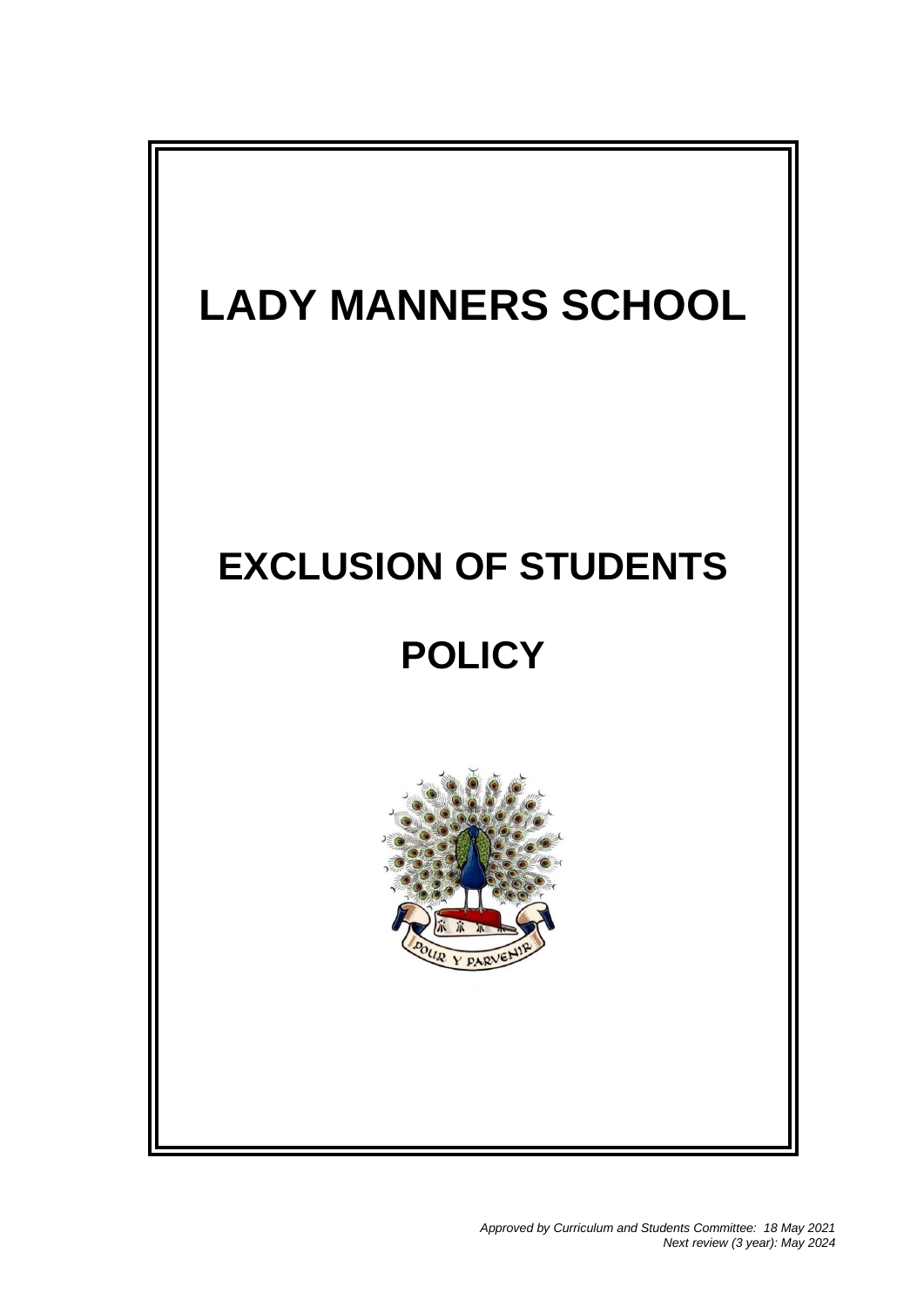# LADY MANNERS SCHOOL

# EXCLUSION OF STUDENTS

# POLICY

POUR Y PARVENIR

*Approved by Curriculum and Students Committee: 18 May 2021*
*Next review (3 year): May 2024*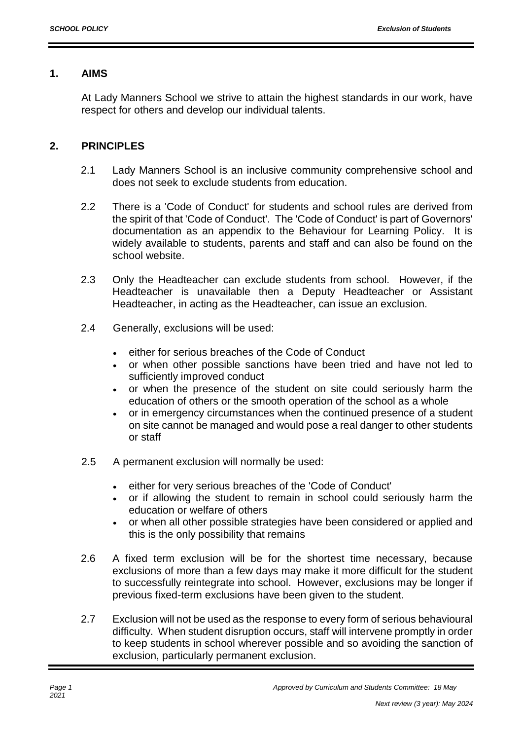## 1. AIMS

At Lady Manners School we strive to attain the highest standards in our work, have respect for others and develop our individual talents.

## 2. PRINCIPLES

2.1 Lady Manners School is an inclusive community comprehensive school and does not seek to exclude students from education.

2.2 There is a 'Code of Conduct' for students and school rules are derived from the spirit of that 'Code of Conduct'. The 'Code of Conduct' is part of Governors' documentation as an appendix to the Behaviour for Learning Policy. It is widely available to students, parents and staff and can also be found on the school website.

2.3 Only the Headteacher can exclude students from school. However, if the Headteacher is unavailable then a Deputy Headteacher or Assistant Headteacher, in acting as the Headteacher, can issue an exclusion.

2.4 Generally, exclusions will be used:

- either for serious breaches of the Code of Conduct
- or when other possible sanctions have been tried and have not led to sufficiently improved conduct
- or when the presence of the student on site could seriously harm the education of others or the smooth operation of the school as a whole
- or in emergency circumstances when the continued presence of a student on site cannot be managed and would pose a real danger to other students or staff

2.5 A permanent exclusion will normally be used:

- either for very serious breaches of the 'Code of Conduct'
- or if allowing the student to remain in school could seriously harm the education or welfare of others
- or when all other possible strategies have been considered or applied and this is the only possibility that remains

2.6 A fixed term exclusion will be for the shortest time necessary, because exclusions of more than a few days may make it more difficult for the student to successfully reintegrate into school. However, exclusions may be longer if previous fixed-term exclusions have been given to the student.

2.7 Exclusion will not be used as the response to every form of serious behavioural difficulty. When student disruption occurs, staff will intervene promptly in order to keep students in school wherever possible and so avoiding the sanction of exclusion, particularly permanent exclusion.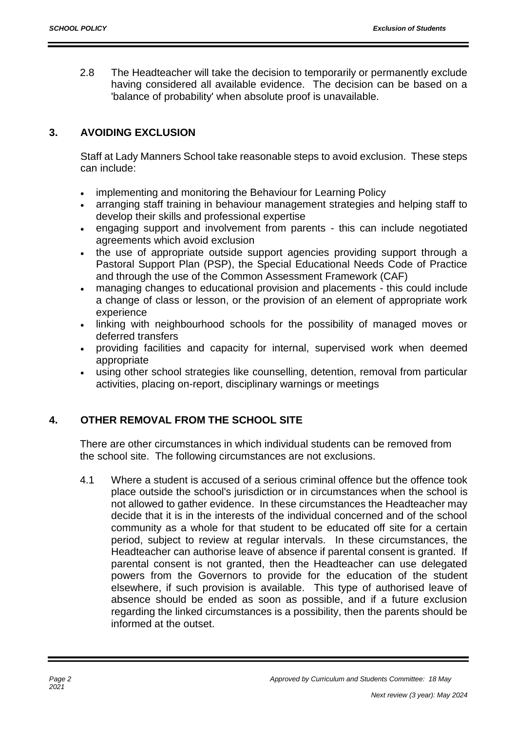2.8 The Headteacher will take the decision to temporarily or permanently exclude having considered all available evidence. The decision can be based on a 'balance of probability' when absolute proof is unavailable.

## 3. AVOIDING EXCLUSION

Staff at Lady Manners School take reasonable steps to avoid exclusion. These steps can include:

- implementing and monitoring the Behaviour for Learning Policy
- arranging staff training in behaviour management strategies and helping staff to develop their skills and professional expertise
- engaging support and involvement from parents - this can include negotiated agreements which avoid exclusion
- the use of appropriate outside support agencies providing support through a Pastoral Support Plan (PSP), the Special Educational Needs Code of Practice and through the use of the Common Assessment Framework (CAF)
- managing changes to educational provision and placements - this could include a change of class or lesson, or the provision of an element of appropriate work experience
- linking with neighbourhood schools for the possibility of managed moves or deferred transfers
- providing facilities and capacity for internal, supervised work when deemed appropriate
- using other school strategies like counselling, detention, removal from particular activities, placing on-report, disciplinary warnings or meetings

## 4. OTHER REMOVAL FROM THE SCHOOL SITE

There are other circumstances in which individual students can be removed from the school site. The following circumstances are not exclusions.

4.1 Where a student is accused of a serious criminal offence but the offence took place outside the school's jurisdiction or in circumstances when the school is not allowed to gather evidence. In these circumstances the Headteacher may decide that it is in the interests of the individual concerned and of the school community as a whole for that student to be educated off site for a certain period, subject to review at regular intervals. In these circumstances, the Headteacher can authorise leave of absence if parental consent is granted. If parental consent is not granted, then the Headteacher can use delegated powers from the Governors to provide for the education of the student elsewhere, if such provision is available. This type of authorised leave of absence should be ended as soon as possible, and if a future exclusion regarding the linked circumstances is a possibility, then the parents should be informed at the outset.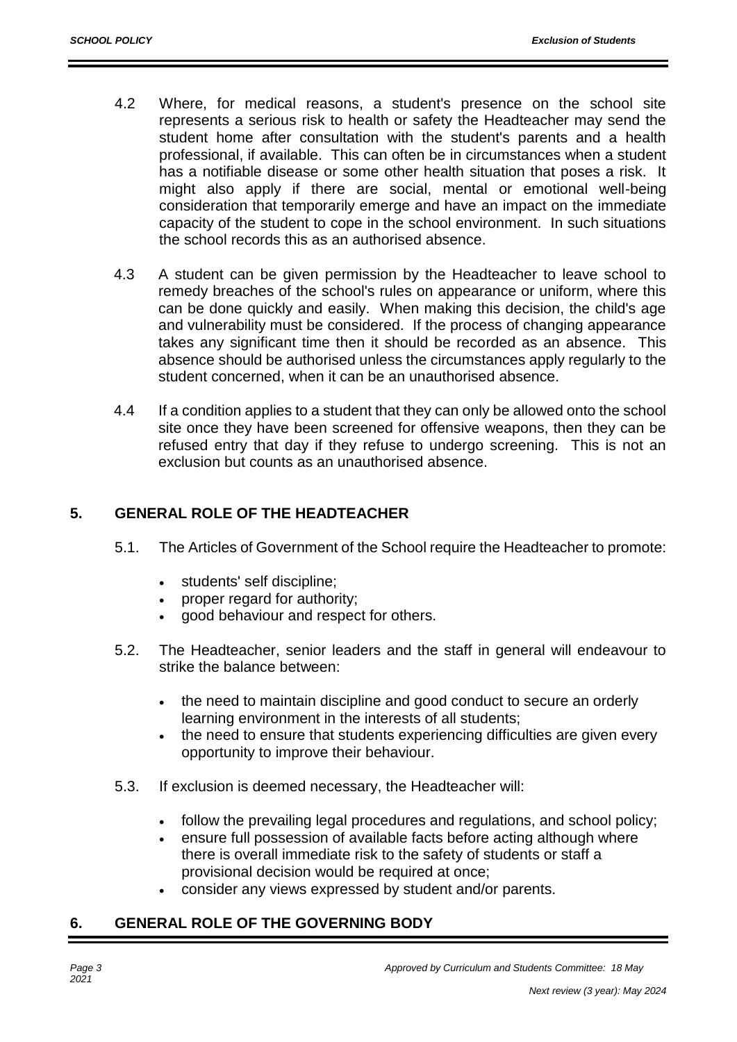4.2 Where, for medical reasons, a student's presence on the school site represents a serious risk to health or safety the Headteacher may send the student home after consultation with the student's parents and a health professional, if available. This can often be in circumstances when a student has a notifiable disease or some other health situation that poses a risk. It might also apply if there are social, mental or emotional well-being consideration that temporarily emerge and have an impact on the immediate capacity of the student to cope in the school environment. In such situations the school records this as an authorised absence.

4.3 A student can be given permission by the Headteacher to leave school to remedy breaches of the school's rules on appearance or uniform, where this can be done quickly and easily. When making this decision, the child's age and vulnerability must be considered. If the process of changing appearance takes any significant time then it should be recorded as an absence. This absence should be authorised unless the circumstances apply regularly to the student concerned, when it can be an unauthorised absence.

4.4 If a condition applies to a student that they can only be allowed onto the school site once they have been screened for offensive weapons, then they can be refused entry that day if they refuse to undergo screening. This is not an exclusion but counts as an unauthorised absence.

## 5. GENERAL ROLE OF THE HEADTEACHER

5.1. The Articles of Government of the School require the Headteacher to promote:

- students' self discipline;
- proper regard for authority;
- good behaviour and respect for others.

5.2. The Headteacher, senior leaders and the staff in general will endeavour to strike the balance between:

- the need to maintain discipline and good conduct to secure an orderly learning environment in the interests of all students;
- the need to ensure that students experiencing difficulties are given every opportunity to improve their behaviour.

5.3. If exclusion is deemed necessary, the Headteacher will:

- follow the prevailing legal procedures and regulations, and school policy;
- ensure full possession of available facts before acting although where there is overall immediate risk to the safety of students or staff a provisional decision would be required at once;
- consider any views expressed by student and/or parents.

## 6. GENERAL ROLE OF THE GOVERNING BODY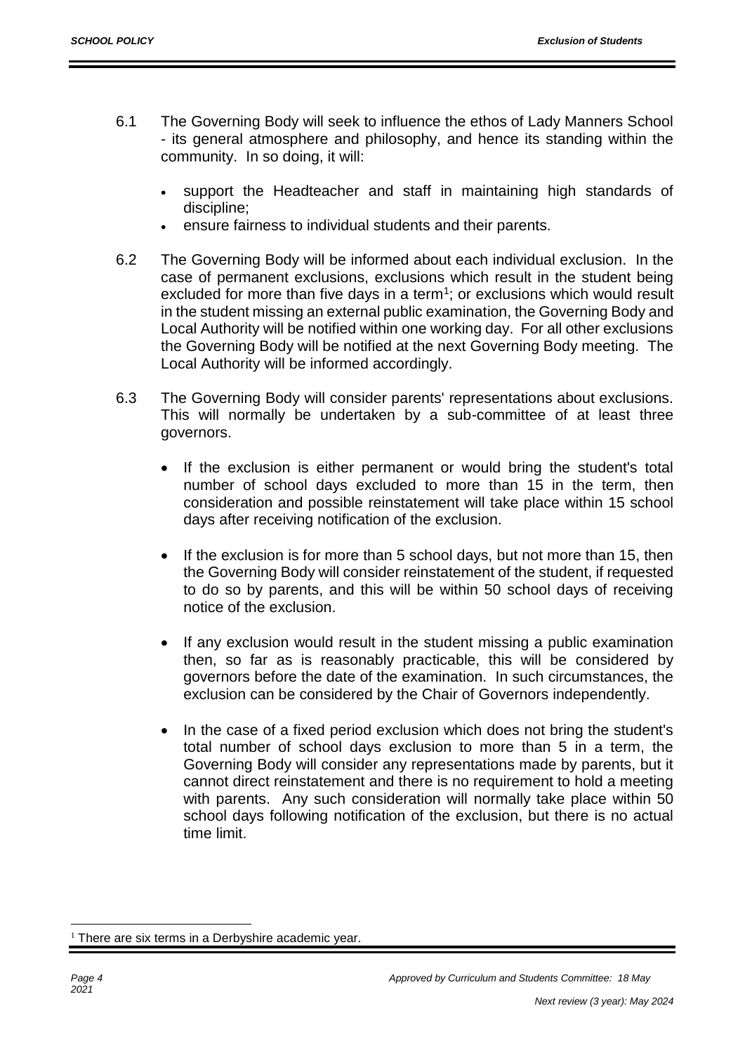6.1 The Governing Body will seek to influence the ethos of Lady Manners School - its general atmosphere and philosophy, and hence its standing within the community. In so doing, it will:

- support the Headteacher and staff in maintaining high standards of discipline;
- ensure fairness to individual students and their parents.

6.2 The Governing Body will be informed about each individual exclusion. In the case of permanent exclusions, exclusions which result in the student being excluded for more than five days in a term[1]; or exclusions which would result in the student missing an external public examination, the Governing Body and Local Authority will be notified within one working day. For all other exclusions the Governing Body will be notified at the next Governing Body meeting. The Local Authority will be informed accordingly.

6.3 The Governing Body will consider parents' representations about exclusions. This will normally be undertaken by a sub-committee of at least three governors.

- If the exclusion is either permanent or would bring the student's total number of school days excluded to more than 15 in the term, then consideration and possible reinstatement will take place within 15 school days after receiving notification of the exclusion.

- If the exclusion is for more than 5 school days, but not more than 15, then the Governing Body will consider reinstatement of the student, if requested to do so by parents, and this will be within 50 school days of receiving notice of the exclusion.

- If any exclusion would result in the student missing a public examination then, so far as is reasonably practicable, this will be considered by governors before the date of the examination. In such circumstances, the exclusion can be considered by the Chair of Governors independently.

- In the case of a fixed period exclusion which does not bring the student's total number of school days exclusion to more than 5 in a term, the Governing Body will consider any representations made by parents, but it cannot direct reinstatement and there is no requirement to hold a meeting with parents. Any such consideration will normally take place within 50 school days following notification of the exclusion, but there is no actual time limit.

[1] There are six terms in a Derbyshire academic year.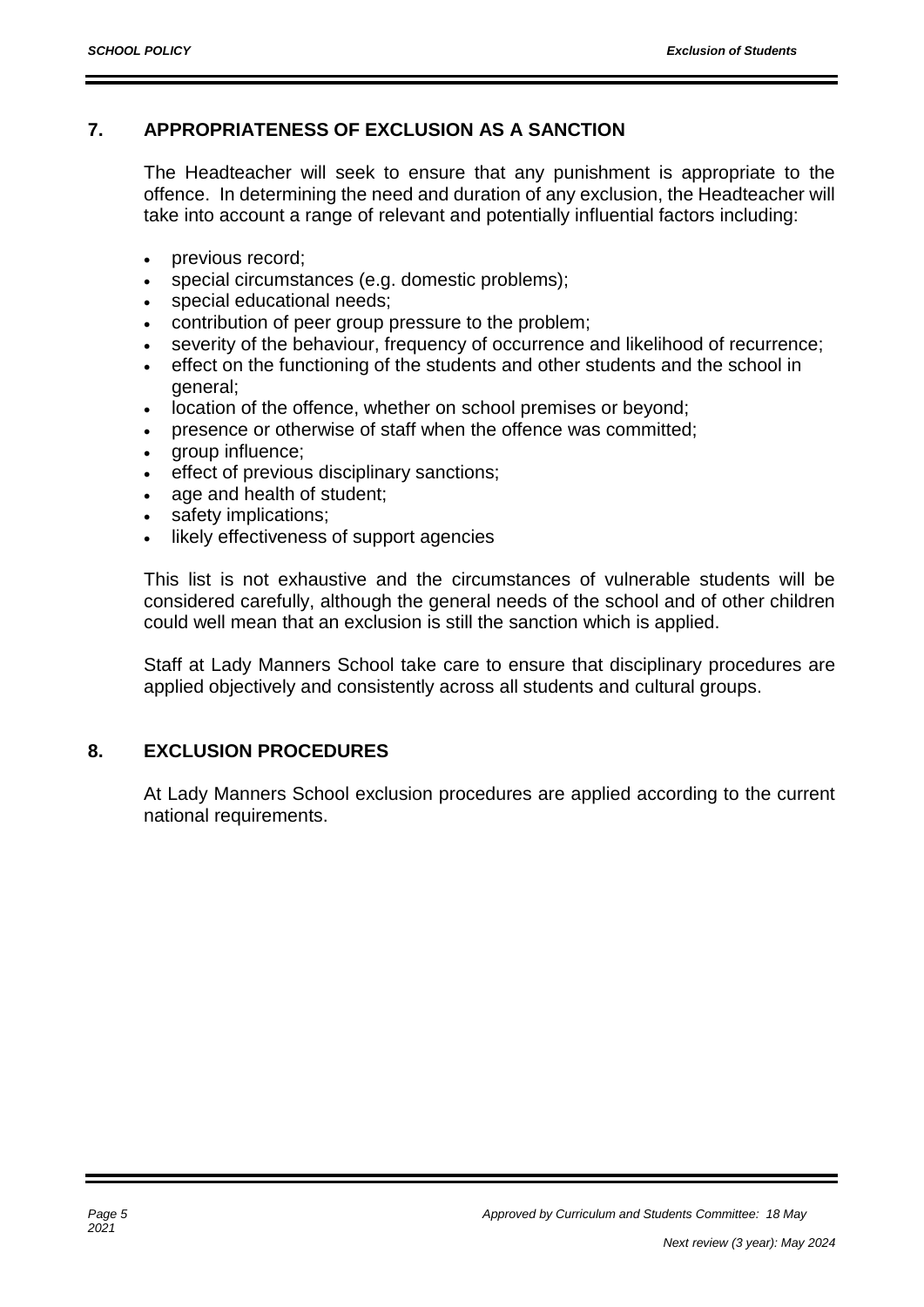## 7. APPROPRIATENESS OF EXCLUSION AS A SANCTION

The Headteacher will seek to ensure that any punishment is appropriate to the offence. In determining the need and duration of any exclusion, the Headteacher will take into account a range of relevant and potentially influential factors including:

- previous record;
- special circumstances (e.g. domestic problems);
- special educational needs;
- contribution of peer group pressure to the problem;
- severity of the behaviour, frequency of occurrence and likelihood of recurrence;
- effect on the functioning of the students and other students and the school in general;
- location of the offence, whether on school premises or beyond;
- presence or otherwise of staff when the offence was committed;
- group influence;
- effect of previous disciplinary sanctions;
- age and health of student;
- safety implications;
- likely effectiveness of support agencies

This list is not exhaustive and the circumstances of vulnerable students will be considered carefully, although the general needs of the school and of other children could well mean that an exclusion is still the sanction which is applied.

Staff at Lady Manners School take care to ensure that disciplinary procedures are applied objectively and consistently across all students and cultural groups.

## 8. EXCLUSION PROCEDURES

At Lady Manners School exclusion procedures are applied according to the current national requirements.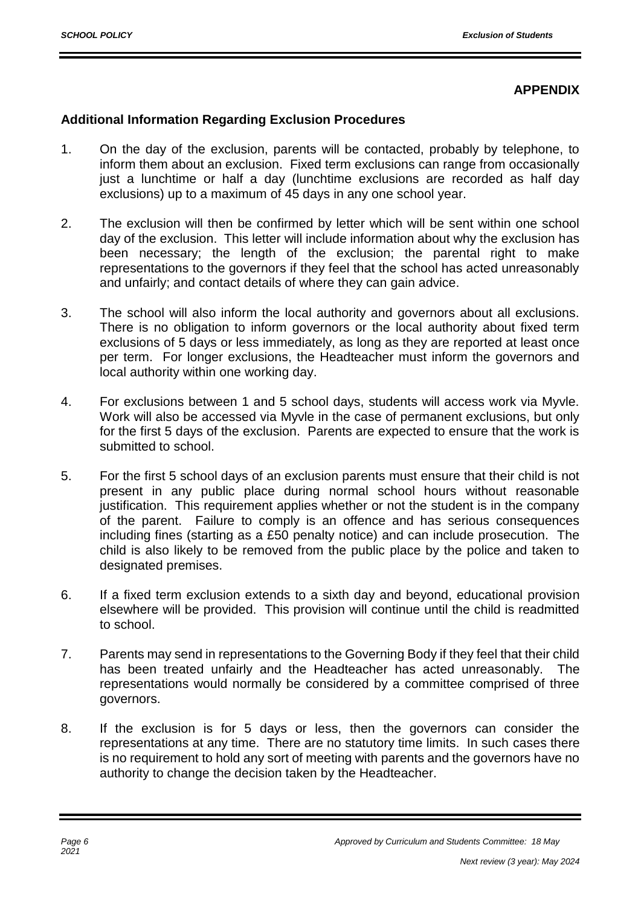**APPENDIX**

## Additional Information Regarding Exclusion Procedures

1. On the day of the exclusion, parents will be contacted, probably by telephone, to inform them about an exclusion. Fixed term exclusions can range from occasionally just a lunchtime or half a day (lunchtime exclusions are recorded as half day exclusions) up to a maximum of 45 days in any one school year.

2. The exclusion will then be confirmed by letter which will be sent within one school day of the exclusion. This letter will include information about why the exclusion has been necessary; the length of the exclusion; the parental right to make representations to the governors if they feel that the school has acted unreasonably and unfairly; and contact details of where they can gain advice.

3. The school will also inform the local authority and governors about all exclusions. There is no obligation to inform governors or the local authority about fixed term exclusions of 5 days or less immediately, as long as they are reported at least once per term. For longer exclusions, the Headteacher must inform the governors and local authority within one working day.

4. For exclusions between 1 and 5 school days, students will access work via Myvle. Work will also be accessed via Myvle in the case of permanent exclusions, but only for the first 5 days of the exclusion. Parents are expected to ensure that the work is submitted to school.

5. For the first 5 school days of an exclusion parents must ensure that their child is not present in any public place during normal school hours without reasonable justification. This requirement applies whether or not the student is in the company of the parent. Failure to comply is an offence and has serious consequences including fines (starting as a £50 penalty notice) and can include prosecution. The child is also likely to be removed from the public place by the police and taken to designated premises.

6. If a fixed term exclusion extends to a sixth day and beyond, educational provision elsewhere will be provided. This provision will continue until the child is readmitted to school.

7. Parents may send in representations to the Governing Body if they feel that their child has been treated unfairly and the Headteacher has acted unreasonably. The representations would normally be considered by a committee comprised of three governors.

8. If the exclusion is for 5 days or less, then the governors can consider the representations at any time. There are no statutory time limits. In such cases there is no requirement to hold any sort of meeting with parents and the governors have no authority to change the decision taken by the Headteacher.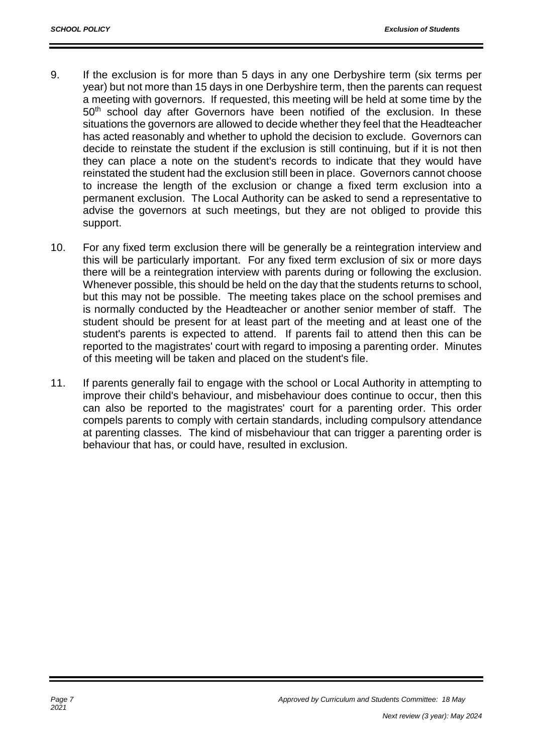9. If the exclusion is for more than 5 days in any one Derbyshire term (six terms per year) but not more than 15 days in one Derbyshire term, then the parents can request a meeting with governors. If requested, this meeting will be held at some time by the 50th school day after Governors have been notified of the exclusion. In these situations the governors are allowed to decide whether they feel that the Headteacher has acted reasonably and whether to uphold the decision to exclude. Governors can decide to reinstate the student if the exclusion is still continuing, but if it is not then they can place a note on the student's records to indicate that they would have reinstated the student had the exclusion still been in place. Governors cannot choose to increase the length of the exclusion or change a fixed term exclusion into a permanent exclusion. The Local Authority can be asked to send a representative to advise the governors at such meetings, but they are not obliged to provide this support.

10. For any fixed term exclusion there will be generally be a reintegration interview and this will be particularly important. For any fixed term exclusion of six or more days there will be a reintegration interview with parents during or following the exclusion. Whenever possible, this should be held on the day that the students returns to school, but this may not be possible. The meeting takes place on the school premises and is normally conducted by the Headteacher or another senior member of staff. The student should be present for at least part of the meeting and at least one of the student's parents is expected to attend. If parents fail to attend then this can be reported to the magistrates' court with regard to imposing a parenting order. Minutes of this meeting will be taken and placed on the student's file.

11. If parents generally fail to engage with the school or Local Authority in attempting to improve their child's behaviour, and misbehaviour does continue to occur, then this can also be reported to the magistrates' court for a parenting order. This order compels parents to comply with certain standards, including compulsory attendance at parenting classes. The kind of misbehaviour that can trigger a parenting order is behaviour that has, or could have, resulted in exclusion.